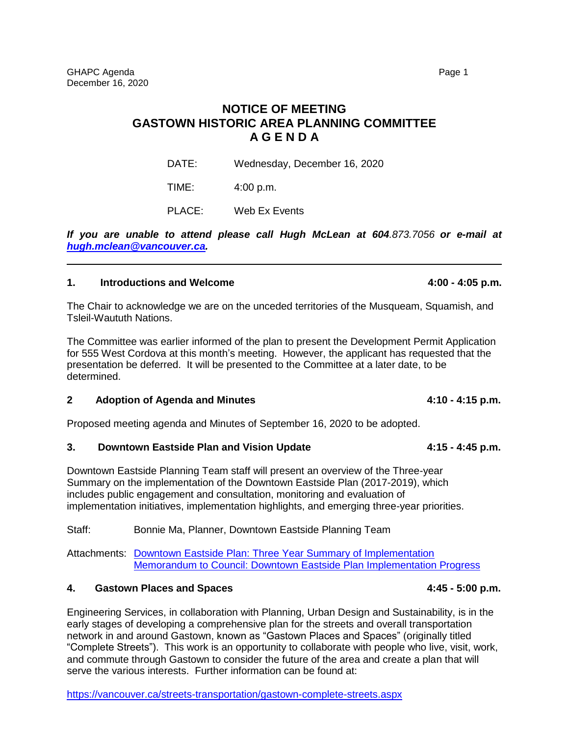# NOTICE OF MEETING
# GASTOWN HISTORIC AREA PLANNING COMMITTEE
# A G E N D A

DATE: Wednesday, December 16, 2020

TIME: 4:00 p.m.

PLACE: Web Ex Events

***If you are unable to attend please call Hugh McLean at 604**.873.7056 **or e-mail at [hugh.mclean@vancouver.ca](mailto:hugh.mclean@vancouver.ca).***

---

## 1. Introductions and Welcome — 4:00 - 4:05 p.m.

The Chair to acknowledge we are on the unceded territories of the Musqueam, Squamish, and Tsleil-Waututh Nations.

The Committee was earlier informed of the plan to present the Development Permit Application for 555 West Cordova at this month's meeting. However, the applicant has requested that the presentation be deferred. It will be presented to the Committee at a later date, to be determined.

## 2 Adoption of Agenda and Minutes — 4:10 - 4:15 p.m.

Proposed meeting agenda and Minutes of September 16, 2020 to be adopted.

## 3. Downtown Eastside Plan and Vision Update — 4:15 - 4:45 p.m.

Downtown Eastside Planning Team staff will present an overview of the Three-year Summary on the implementation of the Downtown Eastside Plan (2017-2019), which includes public engagement and consultation, monitoring and evaluation of implementation initiatives, implementation highlights, and emerging three-year priorities.

Staff: Bonnie Ma, Planner, Downtown Eastside Planning Team

Attachments: Downtown Eastside Plan: Three Year Summary of Implementation
Memorandum to Council: Downtown Eastside Plan Implementation Progress

## 4. Gastown Places and Spaces — 4:45 - 5:00 p.m.

Engineering Services, in collaboration with Planning, Urban Design and Sustainability, is in the early stages of developing a comprehensive plan for the streets and overall transportation network in and around Gastown, known as "Gastown Places and Spaces" (originally titled "Complete Streets"). This work is an opportunity to collaborate with people who live, visit, work, and commute through Gastown to consider the future of the area and create a plan that will serve the various interests. Further information can be found at:

https://vancouver.ca/streets-transportation/gastown-complete-streets.aspx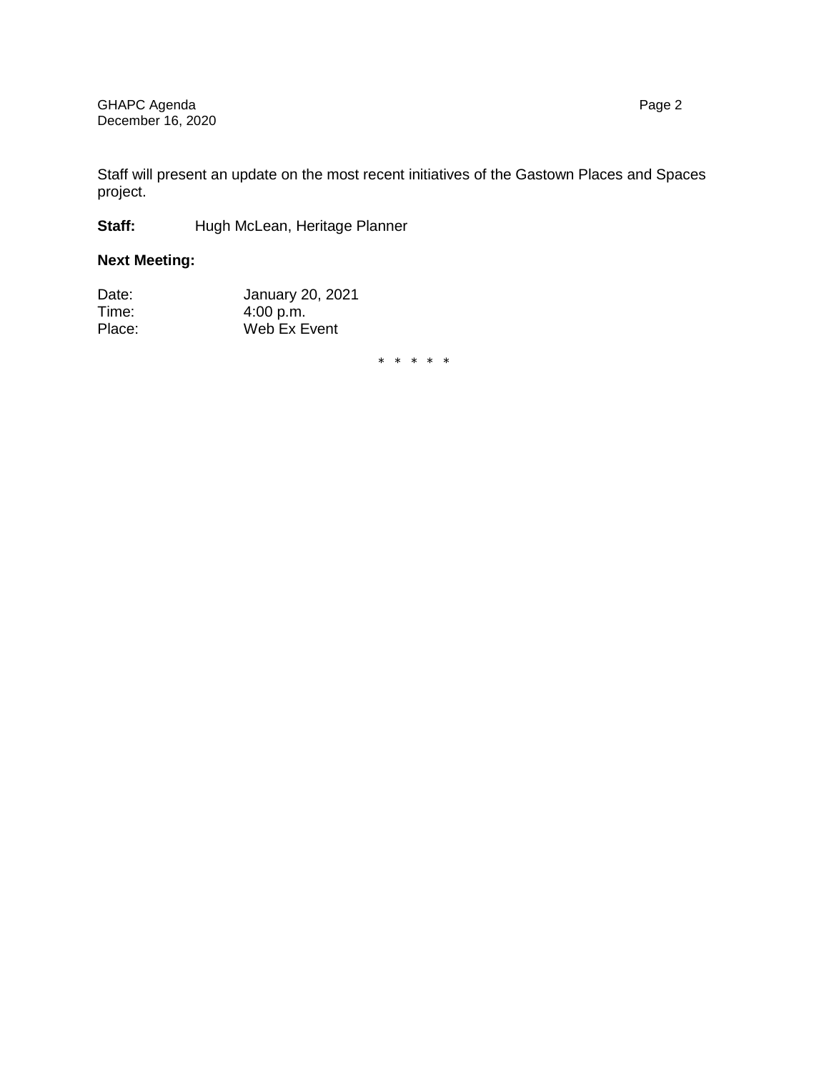Staff will present an update on the most recent initiatives of the Gastown Places and Spaces project.

**Staff:** Hugh McLean, Heritage Planner

**Next Meeting:**

| | |
|---|---|
| Date: | January 20, 2021 |
| Time: | 4:00 p.m. |
| Place: | Web Ex Event |

\* \* \* \* \*